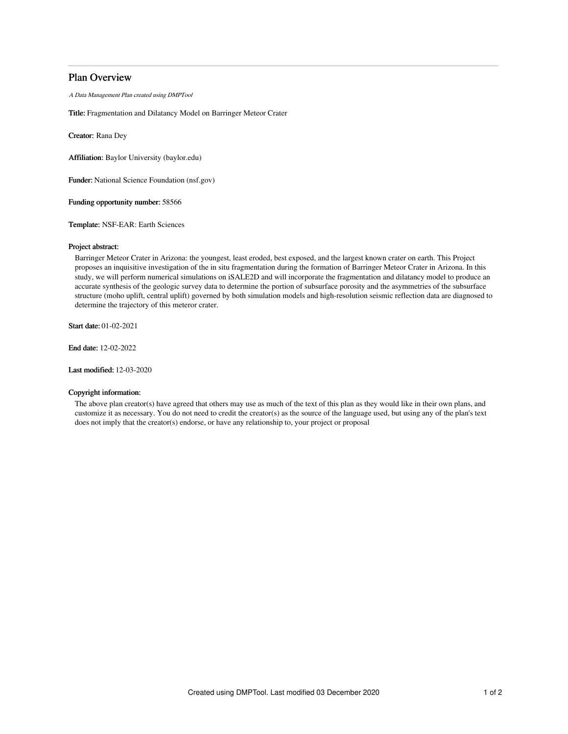## Plan Overview

*A Data Management Plan created using DMPTool*

**Title:** Fragmentation and Dilatancy Model on Barringer Meteor Crater

**Creator:** Rana Dey

**Affiliation:** Baylor University (baylor.edu)

**Funder:** National Science Foundation (nsf.gov)

**Funding opportunity number:** 58566

**Template:** NSF-EAR: Earth Sciences

**Project abstract:**

Barringer Meteor Crater in Arizona: the youngest, least eroded, best exposed, and the largest known crater on earth. This Project proposes an inquisitive investigation of the in situ fragmentation during the formation of Barringer Meteor Crater in Arizona. In this study, we will perform numerical simulations on iSALE2D and will incorporate the fragmentation and dilatancy model to produce an accurate synthesis of the geologic survey data to determine the portion of subsurface porosity and the asymmetries of the subsurface structure (moho uplift, central uplift) governed by both simulation models and high-resolution seismic reflection data are diagnosed to determine the trajectory of this meteror crater.

**Start date:** 01-02-2021

**End date:** 12-02-2022

**Last modified:** 12-03-2020

**Copyright information:**

The above plan creator(s) have agreed that others may use as much of the text of this plan as they would like in their own plans, and customize it as necessary. You do not need to credit the creator(s) as the source of the language used, but using any of the plan's text does not imply that the creator(s) endorse, or have any relationship to, your project or proposal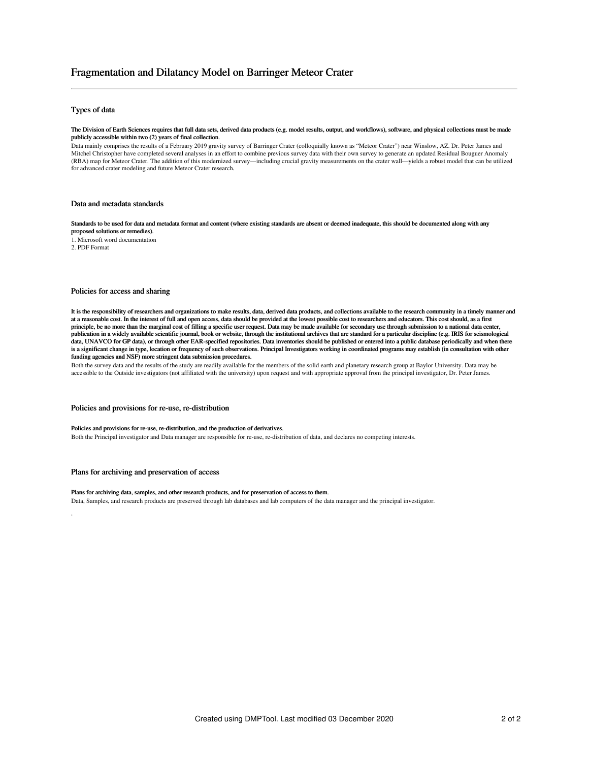# Fragmentation and Dilatancy Model on Barringer Meteor Crater

## Types of data

**The Division of Earth Sciences requires that full data sets, derived data products (e.g. model results, output, and workflows), software, and physical collections must be made publicly accessible within two (2) years of final collection.**

Data mainly comprises the results of a February 2019 gravity survey of Barringer Crater (colloquially known as "Meteor Crater") near Winslow, AZ. Dr. Peter James and Mitchel Christopher have completed several analyses in an effort to combine previous survey data with their own survey to generate an updated Residual Bouguer Anomaly (RBA) map for Meteor Crater. The addition of this modernized survey—including crucial gravity measurements on the crater wall—yields a robust model that can be utilized for advanced crater modeling and future Meteor Crater research.

## Data and metadata standards

**Standards to be used for data and metadata format and content (where existing standards are absent or deemed inadequate, this should be documented along with any proposed solutions or remedies).**

1. Microsoft word documentation
2. PDF Format

## Policies for access and sharing

**It is the responsibility of researchers and organizations to make results, data, derived data products, and collections available to the research community in a timely manner and at a reasonable cost. In the interest of full and open access, data should be provided at the lowest possible cost to researchers and educators. This cost should, as a first principle, be no more than the marginal cost of filling a specific user request. Data may be made available for secondary use through submission to a national data center, publication in a widely available scientific journal, book or website, through the institutional archives that are standard for a particular discipline (e.g. IRIS for seismological data, UNAVCO for GP data), or through other EAR-specified repositories. Data inventories should be published or entered into a public database periodically and when there is a significant change in type, location or frequency of such observations. Principal Investigators working in coordinated programs may establish (in consultation with other funding agencies and NSF) more stringent data submission procedures.**

Both the survey data and the results of the study are readily available for the members of the solid earth and planetary research group at Baylor University. Data may be accessible to the Outside investigators (not affiliated with the university) upon request and with appropriate approval from the principal investigator, Dr. Peter James.

## Policies and provisions for re-use, re-distribution

**Policies and provisions for re-use, re-distribution, and the production of derivatives.**

Both the Principal investigator and Data manager are responsible for re-use, re-distribution of data, and declares no competing interests.

## Plans for archiving and preservation of access

**Plans for archiving data, samples, and other research products, and for preservation of access to them.**

Data, Samples, and research products are preserved through lab databases and lab computers of the data manager and the principal investigator.